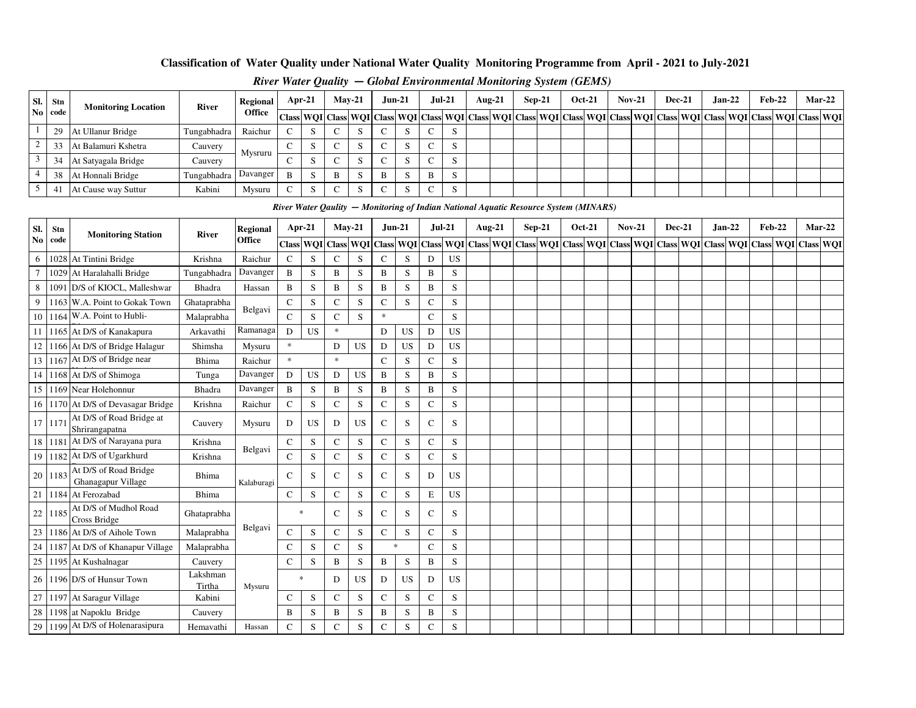# Classification of Water Quality under National Water Quality Monitoring Programme from April - 2021 to July-2021

## *River Water Quality — Global Environmental Monitoring System (GEMS)*

| Sl. No | Stn code | Monitoring Location | River | Regional Office | Apr-21 | | May-21 | | Jun-21 | | Jul-21 | | Aug-21 | | Sep-21 | | Oct-21 | | Nov-21 | | Dec-21 | | Jan-22 | | Feb-22 | | Mar-22 | |
|---|---|---|---|---|---|---|---|---|---|---|---|---|---|---|---|---|---|---|---|---|---|---|---|---|---|---|---|---|
| | | | | | Class | WQI | Class | WQI | Class | WQI | Class | WQI | Class | WQI | Class | WQI | Class | WQI | Class | WQI | Class | WQI | Class | WQI | Class | WQI | Class | WQI |
| 1 | 29 | At Ullanur Bridge | Tungabhadra | Raichur | C | S | C | S | C | S | C | S | | | | | | | | | | | | | | | | |
| 2 | 33 | At Balamuri Kshetra | Cauvery | Mysruru | C | S | C | S | C | S | C | S | | | | | | | | | | | | | | | | |
| 3 | 34 | At Satyagala Bridge | Cauvery | | C | S | C | S | C | S | C | S | | | | | | | | | | | | | | | | |
| 4 | 38 | At Honnali Bridge | Tungabhadra | Davanger | B | S | B | S | B | S | B | S | | | | | | | | | | | | | | | | |
| 5 | 41 | At Cause way Suttur | Kabini | Mysuru | C | S | C | S | C | S | C | S | | | | | | | | | | | | | | | | |

## *River Water Qaulity — Monitoring of Indian National Aquatic Resource System (MINARS)*

| Sl. No | Stn code | Monitoring Station | River | Regional Office | Apr-21 | | May-21 | | Jun-21 | | Jul-21 | | Aug-21 | | Sep-21 | | Oct-21 | | Nov-21 | | Dec-21 | | Jan-22 | | Feb-22 | | Mar-22 | |
|---|---|---|---|---|---|---|---|---|---|---|---|---|---|---|---|---|---|---|---|---|---|---|---|---|---|---|---|---|
| | | | | | Class | WQI | Class | WQI | Class | WQI | Class | WQI | Class | WQI | Class | WQI | Class | WQI | Class | WQI | Class | WQI | Class | WQI | Class | WQI | Class | WQI |
| 6 | 1028 | At Tintini Bridge | Krishna | Raichur | C | S | C | S | C | S | D | US | | | | | | | | | | | | | | | | |
| 7 | 1029 | At Haralahalli Bridge | Tungabhadra | Davanger | B | S | B | S | B | S | B | S | | | | | | | | | | | | | | | | |
| 8 | 1091 | D/S of KIOCL, Malleshwar | Bhadra | Hassan | B | S | B | S | B | S | B | S | | | | | | | | | | | | | | | | |
| 9 | 1163 | W.A. Point to Gokak Town | Ghataprabha | Belgavi | C | S | C | S | C | S | C | S | | | | | | | | | | | | | | | | |
| 10 | 1164 | W.A. Point to Hubli- | Malaprabha | | C | S | C | S | * | | C | S | | | | | | | | | | | | | | | | |
| 11 | 1165 | At D/S of Kanakapura | Arkavathi | Ramanaga | D | US | * | | D | US | D | US | | | | | | | | | | | | | | | | |
| 12 | 1166 | At D/S of Bridge Halagur | Shimsha | Mysuru | * | | D | US | D | US | D | US | | | | | | | | | | | | | | | | |
| 13 | 1167 | At D/S of Bridge near | Bhima | Raichur | * | | * | | C | S | C | S | | | | | | | | | | | | | | | | |
| 14 | 1168 | At D/S of Shimoga | Tunga | Davanger | D | US | D | US | B | S | B | S | | | | | | | | | | | | | | | | |
| 15 | 1169 | Near Holehonnur | Bhadra | Davanger | B | S | B | S | B | S | B | S | | | | | | | | | | | | | | | | |
| 16 | 1170 | At D/S of Devasagar Bridge | Krishna | Raichur | C | S | C | S | C | S | C | S | | | | | | | | | | | | | | | | |
| 17 | 1171 | At D/S of Road Bridge at Shrirangapatna | Cauvery | Mysuru | D | US | D | US | C | S | C | S | | | | | | | | | | | | | | | | |
| 18 | 1181 | At D/S of Narayana pura | Krishna | Belgavi | C | S | C | S | C | S | C | S | | | | | | | | | | | | | | | | |
| 19 | 1182 | At D/S of Ugarkhurd | Krishna | | C | S | C | S | C | S | C | S | | | | | | | | | | | | | | | | |
| 20 | 1183 | At D/S of Road Bridge Ghanagapur Village | Bhima | Kalaburagi | C | S | C | S | C | S | D | US | | | | | | | | | | | | | | | | |
| 21 | 1184 | At Ferozabad | Bhima | | C | S | C | S | C | S | E | US | | | | | | | | | | | | | | | | |
| 22 | 1185 | At D/S of Mudhol Road Cross Bridge | Ghataprabha | Belgavi | * | | C | S | C | S | C | S | | | | | | | | | | | | | | | | |
| 23 | 1186 | At D/S of Aihole Town | Malaprabha | | C | S | C | S | C | S | C | S | | | | | | | | | | | | | | | | |
| 24 | 1187 | At D/S of Khanapur Village | Malaprabha | | C | S | C | S | * | | C | S | | | | | | | | | | | | | | | | |
| 25 | 1195 | At Kushalnagar | Cauvery | Mysuru | C | S | B | S | B | S | B | S | | | | | | | | | | | | | | | | |
| 26 | 1196 | D/S of Hunsur Town | Lakshman Tirtha | | * | | D | US | D | US | D | US | | | | | | | | | | | | | | | | |
| 27 | 1197 | At Saragur Village | Kabini | | C | S | C | S | C | S | C | S | | | | | | | | | | | | | | | | |
| 28 | 1198 | at Napoklu Bridge | Cauvery | | B | S | B | S | B | S | B | S | | | | | | | | | | | | | | | | |
| 29 | 1199 | At D/S of Holenarasipura | Hemavathi | Hassan | C | S | C | S | C | S | C | S | | | | | | | | | | | | | | | | |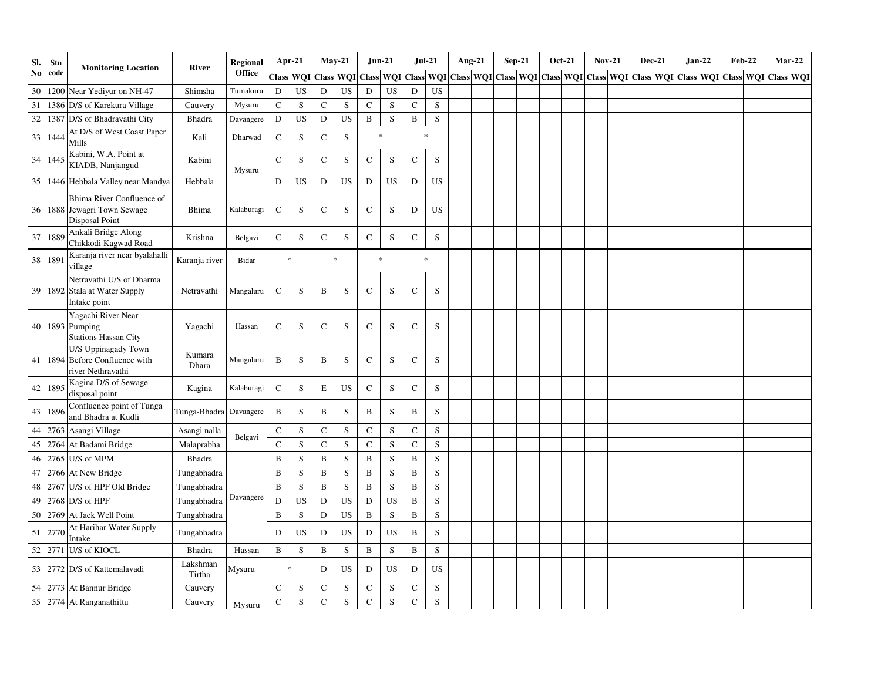| Sl. No | Stn code | Monitoring Location | River | Regional Office | Apr-21 | | May-21 | | Jun-21 | | Jul-21 | | Aug-21 | | Sep-21 | | Oct-21 | | Nov-21 | | Dec-21 | | Jan-22 | | Feb-22 | | Mar-22 | |
|---|---|---|---|---|---|---|---|---|---|---|---|---|---|---|---|---|---|---|---|---|---|---|---|---|---|---|---|---|
| | | | | | Class | WQI | Class | WQI | Class | WQI | Class | WQI | Class | WQI | Class | WQI | Class | WQI | Class | WQI | Class | WQI | Class | WQI | Class | WQI | Class | WQI |
| 30 | 1200 | Near Yediyur on NH-47 | Shimsha | Tumakuru | D | US | D | US | D | US | D | US | | | | | | | | | | | | | | | | |
| 31 | 1386 | D/S of Karekura Village | Cauvery | Mysuru | C | S | C | S | C | S | C | S | | | | | | | | | | | | | | | | |
| 32 | 1387 | D/S of Bhadravathi City | Bhadra | Davangere | D | US | D | US | B | S | B | S | | | | | | | | | | | | | | | | |
| 33 | 1444 | At D/S of West Coast Paper Mills | Kali | Dharwad | C | S | C | S | * | | * | | | | | | | | | | | | | | | | | |
| 34 | 1445 | Kabini, W.A. Point at KIADB, Nanjangud | Kabini | Mysuru | C | S | C | S | C | S | C | S | | | | | | | | | | | | | | | | |
| 35 | 1446 | Hebbala Valley near Mandya | Hebbala | | D | US | D | US | D | US | D | US | | | | | | | | | | | | | | | | |
| 36 | 1888 | Bhima River Confluence of Jewagri Town Sewage Disposal Point | Bhima | Kalaburagi | C | S | C | S | C | S | D | US | | | | | | | | | | | | | | | | |
| 37 | 1889 | Ankali Bridge Along Chikkodi Kagwad Road | Krishna | Belgavi | C | S | C | S | C | S | C | S | | | | | | | | | | | | | | | | |
| 38 | 1891 | Karanja river near byalahalli village | Karanja river | Bidar | * | | * | | * | | * | | | | | | | | | | | | | | | | | |
| 39 | 1892 | Netravathi U/S of Dharma Stala at Water Supply Intake point | Netravathi | Mangaluru | C | S | B | S | C | S | C | S | | | | | | | | | | | | | | | | |
| 40 | 1893 | Yagachi River Near Pumping Stations Hassan City | Yagachi | Hassan | C | S | C | S | C | S | C | S | | | | | | | | | | | | | | | | |
| 41 | 1894 | U/S Uppinagady Town Before Confluence with river Nethravathi | Kumara Dhara | Mangaluru | B | S | B | S | C | S | C | S | | | | | | | | | | | | | | | | |
| 42 | 1895 | Kagina D/S of Sewage disposal point | Kagina | Kalaburagi | C | S | E | US | C | S | C | S | | | | | | | | | | | | | | | | |
| 43 | 1896 | Confluence point of Tunga and Bhadra at Kudli | Tunga-Bhadra | Davangere | B | S | B | S | B | S | B | S | | | | | | | | | | | | | | | | |
| 44 | 2763 | Asangi Village | Asangi nalla | Belgavi | C | S | C | S | C | S | C | S | | | | | | | | | | | | | | | | |
| 45 | 2764 | At Badami Bridge | Malaprabha | | C | S | C | S | C | S | C | S | | | | | | | | | | | | | | | | |
| 46 | 2765 | U/S of MPM | Bhadra | Davangere | B | S | B | S | B | S | B | S | | | | | | | | | | | | | | | | |
| 47 | 2766 | At New Bridge | Tungabhadra | | B | S | B | S | B | S | B | S | | | | | | | | | | | | | | | | |
| 48 | 2767 | U/S of HPF Old Bridge | Tungabhadra | | B | S | B | S | B | S | B | S | | | | | | | | | | | | | | | | |
| 49 | 2768 | D/S of HPF | Tungabhadra | | D | US | D | US | D | US | B | S | | | | | | | | | | | | | | | | |
| 50 | 2769 | At Jack Well Point | Tungabhadra | | B | S | D | US | B | S | B | S | | | | | | | | | | | | | | | | |
| 51 | 2770 | At Harihar Water Supply Intake | Tungabhadra | | D | US | D | US | D | US | B | S | | | | | | | | | | | | | | | | |
| 52 | 2771 | U/S of KIOCL | Bhadra | Hassan | B | S | B | S | B | S | B | S | | | | | | | | | | | | | | | | |
| 53 | 2772 | D/S of Kattemalavadi | Lakshman Tirtha | Mysuru | * | | D | US | D | US | D | US | | | | | | | | | | | | | | | | |
| 54 | 2773 | At Bannur Bridge | Cauvery | Mysuru | C | S | C | S | C | S | C | S | | | | | | | | | | | | | | | | |
| 55 | 2774 | At Ranganathittu | Cauvery | | C | S | C | S | C | S | C | S | | | | | | | | | | | | | | | | |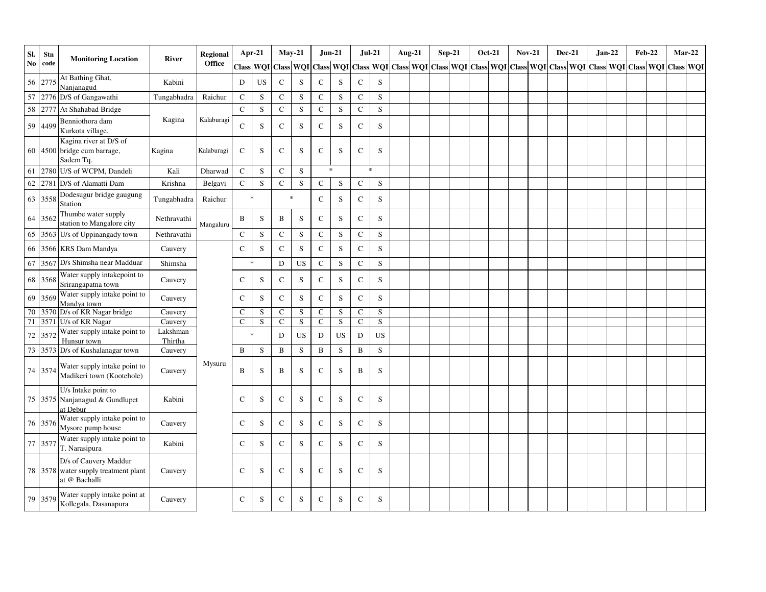| Sl. No | Stn code | Monitoring Location | River | Regional Office | Apr-21 | | May-21 | | Jun-21 | | Jul-21 | | Aug-21 | | Sep-21 | | Oct-21 | | Nov-21 | | Dec-21 | | Jan-22 | | Feb-22 | | Mar-22 | |
|---|---|---|---|---|---|---|---|---|---|---|---|---|---|---|---|---|---|---|---|---|---|---|---|---|---|---|---|---|
| | | | | | Class | WQI | Class | WQI | Class | WQI | Class | WQI | Class | WQI | Class | WQI | Class | WQI | Class | WQI | Class | WQI | Class | WQI | Class | WQI | Class | WQI |
| 56 | 2775 | At Bathing Ghat, Nanjanagud | Kabini | | D | US | C | S | C | S | C | S | | | | | | | | | | | | | | | | |
| 57 | 2776 | D/S of Gangawathi | Tungabhadra | Raichur | C | S | C | S | C | S | C | S | | | | | | | | | | | | | | | | |
| 58 | 2777 | At Shahabad Bridge | Kagina | Kalaburagi | C | S | C | S | C | S | C | S | | | | | | | | | | | | | | | | |
| 59 | 4499 | Benniothora dam Kurkota village, | | | C | S | C | S | C | S | C | S | | | | | | | | | | | | | | | | |
| 60 | 4500 | Kagina river at D/S of bridge cum barrage, Sadem Tq. | Kagina | Kalaburagi | C | S | C | S | C | S | C | S | | | | | | | | | | | | | | | | |
| 61 | 2780 | U/S of WCPM, Dandeli | Kali | Dharwad | C | S | C | S | * | | * | | | | | | | | | | | | | | | | | |
| 62 | 2781 | D/S of Alamatti Dam | Krishna | Belgavi | C | S | C | S | C | S | C | S | | | | | | | | | | | | | | | | |
| 63 | 3558 | Dodesugur bridge gaugung Station | Tungabhadra | Raichur | * | | * | | C | S | C | S | | | | | | | | | | | | | | | | |
| 64 | 3562 | Thumbe water supply station to Mangalore city | Nethravathi | Mangaluru | B | S | B | S | C | S | C | S | | | | | | | | | | | | | | | | |
| 65 | 3563 | U/s of Uppinangady town | Nethravathi | | C | S | C | S | C | S | C | S | | | | | | | | | | | | | | | | |
| 66 | 3566 | KRS Dam Mandya | Cauvery | Mysuru | C | S | C | S | C | S | C | S | | | | | | | | | | | | | | | | |
| 67 | 3567 | D/s Shimsha near Madduar | Shimsha | | * | | D | US | C | S | C | S | | | | | | | | | | | | | | | | |
| 68 | 3568 | Water supply intakepoint to Srirangapatna town | Cauvery | | C | S | C | S | C | S | C | S | | | | | | | | | | | | | | | | |
| 69 | 3569 | Water supply intake point to Mandya town | Cauvery | | C | S | C | S | C | S | C | S | | | | | | | | | | | | | | | | |
| 70 | 3570 | D/s of KR Nagar bridge | Cauvery | | C | S | C | S | C | S | C | S | | | | | | | | | | | | | | | | |
| 71 | 3571 | U/s of KR Nagar | Cauvery | | C | S | C | S | C | S | C | S | | | | | | | | | | | | | | | | |
| 72 | 3572 | Water supply intake point to Hunsur town | Lakshman Thirtha | | * | | D | US | D | US | D | US | | | | | | | | | | | | | | | | |
| 73 | 3573 | D/s of Kushalanagar town | Cauvery | | B | S | B | S | B | S | B | S | | | | | | | | | | | | | | | | |
| 74 | 3574 | Water supply intake point to Madikeri town (Kootehole) | Cauvery | | B | S | B | S | C | S | B | S | | | | | | | | | | | | | | | | |
| 75 | 3575 | U/s Intake point to Nanjanagud & Gundlupet at Debur | Kabini | | C | S | C | S | C | S | C | S | | | | | | | | | | | | | | | | |
| 76 | 3576 | Water supply intake point to Mysore pump house | Cauvery | | C | S | C | S | C | S | C | S | | | | | | | | | | | | | | | | |
| 77 | 3577 | Water supply intake point to T. Narasipura | Kabini | | C | S | C | S | C | S | C | S | | | | | | | | | | | | | | | | |
| 78 | 3578 | D/s of Cauvery Maddur water supply treatment plant at @ Bachalli | Cauvery | | C | S | C | S | C | S | C | S | | | | | | | | | | | | | | | | |
| 79 | 3579 | Water supply intake point at Kollegala, Dasanapura | Cauvery | | C | S | C | S | C | S | C | S | | | | | | | | | | | | | | | | |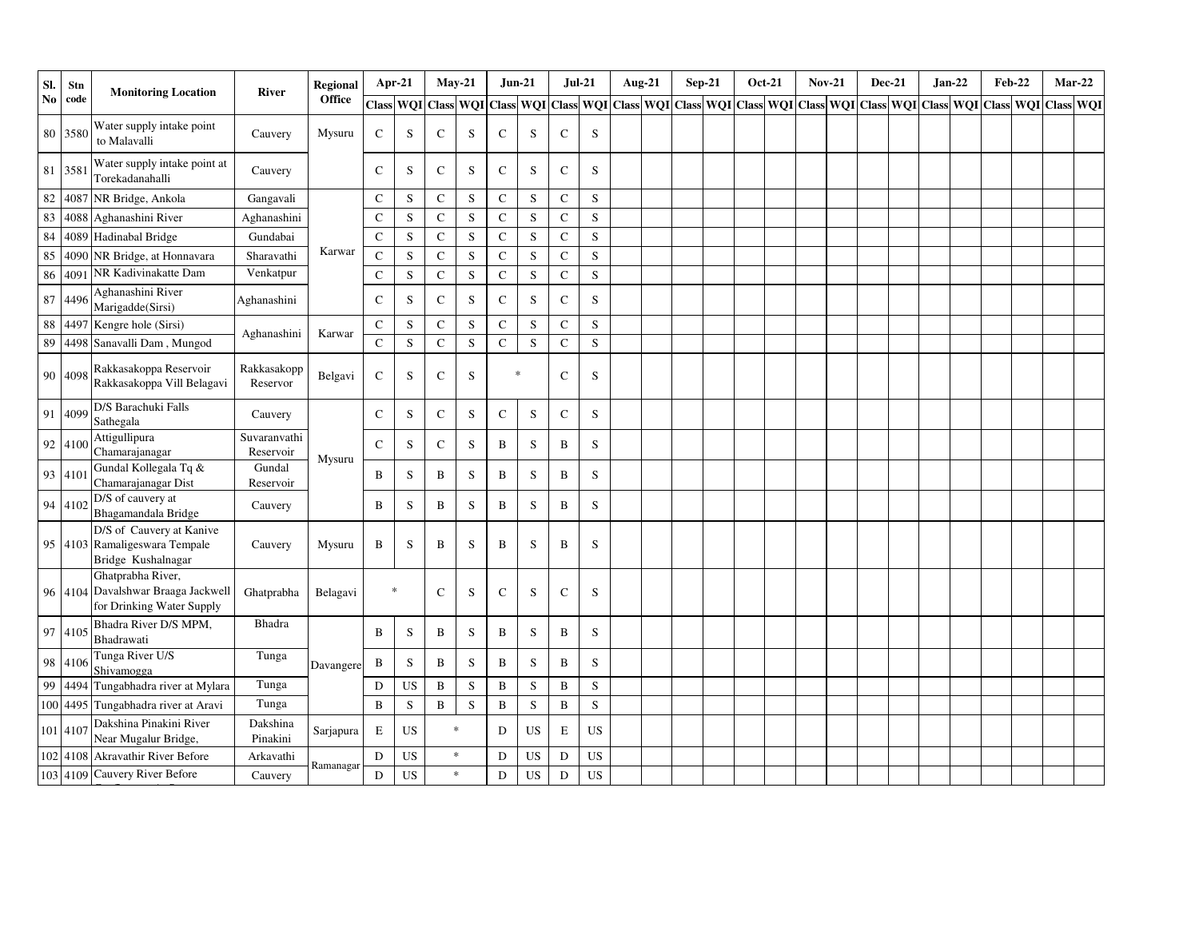| Sl. No | Stn code | Monitoring Location | River | Regional Office | Apr-21 | | May-21 | | Jun-21 | | Jul-21 | | Aug-21 | | Sep-21 | | Oct-21 | | Nov-21 | | Dec-21 | | Jan-22 | | Feb-22 | | Mar-22 | |
|---|---|---|---|---|---|---|---|---|---|---|---|---|---|---|---|---|---|---|---|---|---|---|---|---|---|---|---|---|
| | | | | | Class | WQI | Class | WQI | Class | WQI | Class | WQI | Class | WQI | Class | WQI | Class | WQI | Class | WQI | Class | WQI | Class | WQI | Class | WQI | Class | WQI |
| 80 | 3580 | Water supply intake point to Malavalli | Cauvery | Mysuru | C | S | C | S | C | S | C | S | | | | | | | | | | | | | | | | |
| 81 | 3581 | Water supply intake point at Torekadanahalli | Cauvery | | C | S | C | S | C | S | C | S | | | | | | | | | | | | | | | | |
| 82 | 4087 | NR Bridge, Ankola | Gangavali | Karwar | C | S | C | S | C | S | C | S | | | | | | | | | | | | | | | | |
| 83 | 4088 | Aghanashini River | Aghanashini | | C | S | C | S | C | S | C | S | | | | | | | | | | | | | | | | |
| 84 | 4089 | Hadinabal Bridge | Gundabai | | C | S | C | S | C | S | C | S | | | | | | | | | | | | | | | | |
| 85 | 4090 | NR Bridge, at Honnavara | Sharavathi | | C | S | C | S | C | S | C | S | | | | | | | | | | | | | | | | |
| 86 | 4091 | NR Kadivinakatte Dam | Venkatpur | | C | S | C | S | C | S | C | S | | | | | | | | | | | | | | | | |
| 87 | 4496 | Aghanashini River Marigadde(Sirsi) | Aghanashini | | C | S | C | S | C | S | C | S | | | | | | | | | | | | | | | | |
| 88 | 4497 | Kengre hole (Sirsi) | Aghanashini | Karwar | C | S | C | S | C | S | C | S | | | | | | | | | | | | | | | | |
| 89 | 4498 | Sanavalli Dam , Mungod | | | C | S | C | S | C | S | C | S | | | | | | | | | | | | | | | | |
| 90 | 4098 | Rakkasakoppa Reservoir Rakkasakoppa Vill Belagavi | Rakkasakopp Reservor | Belgavi | C | S | C | S | * | | C | S | | | | | | | | | | | | | | | | |
| 91 | 4099 | D/S Barachuki Falls Sathegala | Cauvery | Mysuru | C | S | C | S | C | S | C | S | | | | | | | | | | | | | | | | |
| 92 | 4100 | Attigullipura Chamarajanagar | Suvaranvathi Reservoir | | C | S | C | S | B | S | B | S | | | | | | | | | | | | | | | | |
| 93 | 4101 | Gundal Kollegala Tq & Chamarajanagar Dist | Gundal Reservoir | | B | S | B | S | B | S | B | S | | | | | | | | | | | | | | | | |
| 94 | 4102 | D/S of cauvery at Bhagamandala Bridge | Cauvery | | B | S | B | S | B | S | B | S | | | | | | | | | | | | | | | | |
| 95 | 4103 | D/S of Cauvery at Kanive Ramaligeswara Tempale Bridge Kushalnagar | Cauvery | Mysuru | B | S | B | S | B | S | B | S | | | | | | | | | | | | | | | | |
| 96 | 4104 | Ghatprabha River, Davalshwar Braaga Jackwell for Drinking Water Supply | Ghatprabha | Belagavi | * | | C | S | C | S | C | S | | | | | | | | | | | | | | | | |
| 97 | 4105 | Bhadra River D/S MPM, Bhadrawati | Bhadra | Davangere | B | S | B | S | B | S | B | S | | | | | | | | | | | | | | | | |
| 98 | 4106 | Tunga River U/S Shivamogga | Tunga | | B | S | B | S | B | S | B | S | | | | | | | | | | | | | | | | |
| 99 | 4494 | Tungabhadra river at Mylara | Tunga | | D | US | B | S | B | S | B | S | | | | | | | | | | | | | | | | |
| 100 | 4495 | Tungabhadra river at Aravi | Tunga | | B | S | B | S | B | S | B | S | | | | | | | | | | | | | | | | |
| 101 | 4107 | Dakshina Pinakini River Near Mugalur Bridge, | Dakshina Pinakini | Sarjapura | E | US | * | | D | US | E | US | | | | | | | | | | | | | | | | |
| 102 | 4108 | Akravathir River Before | Arkavathi | Ramanagar | D | US | * | | D | US | D | US | | | | | | | | | | | | | | | | |
| 103 | 4109 | Cauvery River Before | Cauvery | | D | US | * | | D | US | D | US | | | | | | | | | | | | | | | | |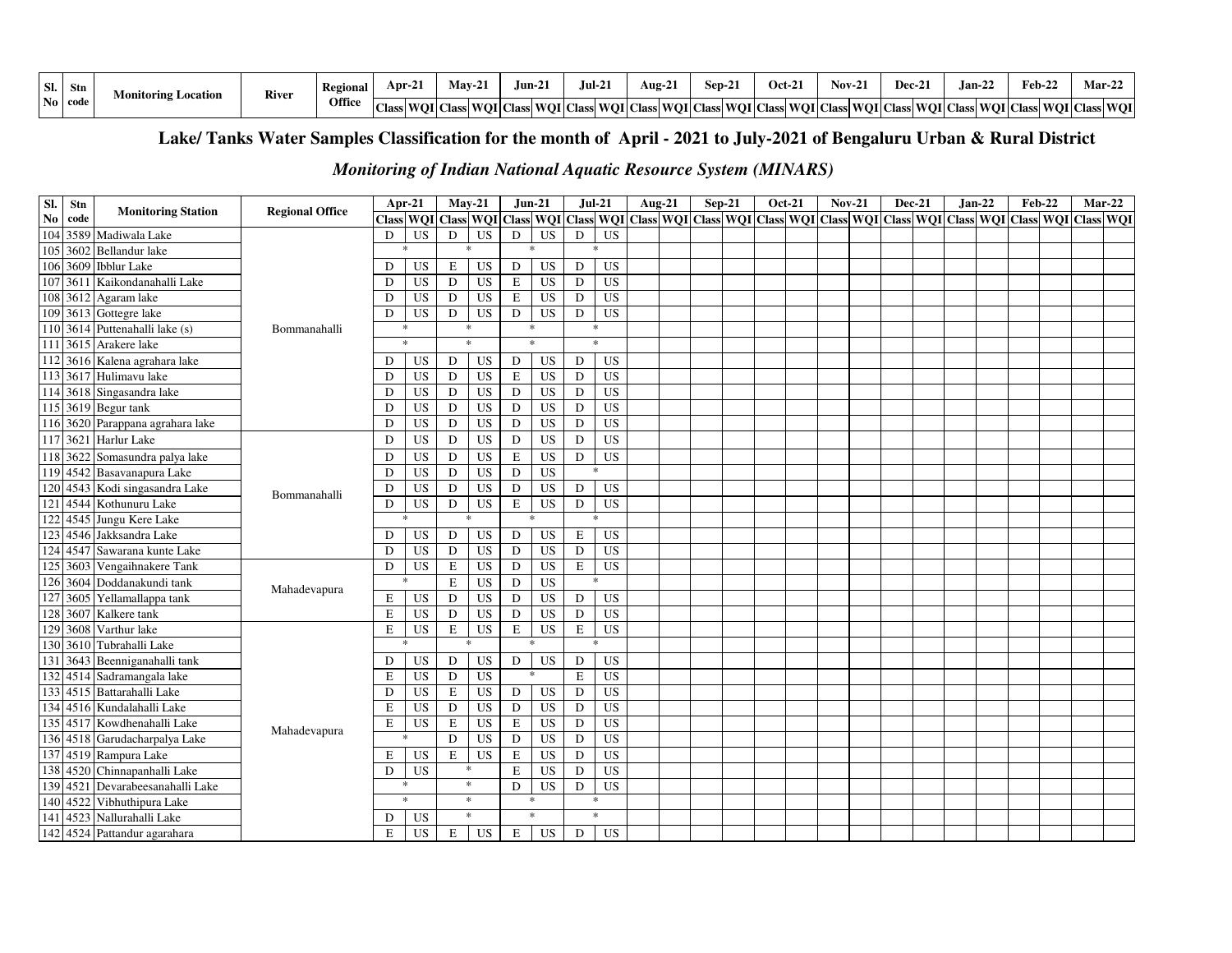| Sl. No | Stn code | Monitoring Location | River | Regional Office | Apr-21 | | May-21 | | Jun-21 | | Jul-21 | | Aug-21 | | Sep-21 | | Oct-21 | | Nov-21 | | Dec-21 | | Jan-22 | | Feb-22 | | Mar-22 | |
|---|---|---|---|---|---|---|---|---|---|---|---|---|---|---|---|---|---|---|---|---|---|---|---|---|---|---|---|---|
| | | | | | Class | WQI | Class | WQI | Class | WQI | Class | WQI | Class | WQI | Class | WQI | Class | WQI | Class | WQI | Class | WQI | Class | WQI | Class | WQI | Class | WQI |

## Lake/ Tanks Water Samples Classification for the month of April - 2021 to July-2021 of Bengaluru Urban & Rural District

### *Monitoring of Indian National Aquatic Resource System (MINARS)*

| Sl. No | Stn code | Monitoring Station | Regional Office | Apr-21 | | May-21 | | Jun-21 | | Jul-21 | | Aug-21 | | Sep-21 | | Oct-21 | | Nov-21 | | Dec-21 | | Jan-22 | | Feb-22 | | Mar-22 | |
|---|---|---|---|---|---|---|---|---|---|---|---|---|---|---|---|---|---|---|---|---|---|---|---|---|---|---|---|
| | | | | Class | WQI | Class | WQI | Class | WQI | Class | WQI | Class | WQI | Class | WQI | Class | WQI | Class | WQI | Class | WQI | Class | WQI | Class | WQI | Class | WQI |
| 104 | 3589 | Madiwala Lake | Bommanahalli | D | US | D | US | D | US | D | US | | | | | | | | | | | | | | | | |
| 105 | 3602 | Bellandur lake | Bommanahalli | * | | * | | * | | * | | | | | | | | | | | | | | | | | |
| 106 | 3609 | Ibblur Lake | Bommanahalli | D | US | E | US | D | US | D | US | | | | | | | | | | | | | | | | |
| 107 | 3611 | Kaikondanahalli Lake | Bommanahalli | D | US | D | US | E | US | D | US | | | | | | | | | | | | | | | | |
| 108 | 3612 | Agaram lake | Bommanahalli | D | US | D | US | E | US | D | US | | | | | | | | | | | | | | | | |
| 109 | 3613 | Gottegre lake | Bommanahalli | D | US | D | US | D | US | D | US | | | | | | | | | | | | | | | | |
| 110 | 3614 | Puttenahalli lake (s) | Bommanahalli | * | | * | | * | | * | | | | | | | | | | | | | | | | | |
| 111 | 3615 | Arakere lake | Bommanahalli | * | | * | | * | | * | | | | | | | | | | | | | | | | | |
| 112 | 3616 | Kalena agrahara lake | Bommanahalli | D | US | D | US | D | US | D | US | | | | | | | | | | | | | | | | |
| 113 | 3617 | Hulimavu lake | Bommanahalli | D | US | D | US | E | US | D | US | | | | | | | | | | | | | | | | |
| 114 | 3618 | Singasandra lake | Bommanahalli | D | US | D | US | D | US | D | US | | | | | | | | | | | | | | | | |
| 115 | 3619 | Begur tank | Bommanahalli | D | US | D | US | D | US | D | US | | | | | | | | | | | | | | | | |
| 116 | 3620 | Parappana agrahara lake | Bommanahalli | D | US | D | US | D | US | D | US | | | | | | | | | | | | | | | | |
| 117 | 3621 | Harlur Lake | Bommanahalli | D | US | D | US | D | US | D | US | | | | | | | | | | | | | | | | |
| 118 | 3622 | Somasundra palya lake | Bommanahalli | D | US | D | US | E | US | D | US | | | | | | | | | | | | | | | | |
| 119 | 4542 | Basavanapura Lake | Bommanahalli | D | US | D | US | D | US | * | | | | | | | | | | | | | | | | | |
| 120 | 4543 | Kodi singasandra Lake | Bommanahalli | D | US | D | US | D | US | D | US | | | | | | | | | | | | | | | | |
| 121 | 4544 | Kothunuru Lake | Bommanahalli | D | US | D | US | E | US | D | US | | | | | | | | | | | | | | | | |
| 122 | 4545 | Jungu Kere Lake | Bommanahalli | * | | * | | * | | * | | | | | | | | | | | | | | | | | |
| 123 | 4546 | Jakksandra Lake | Bommanahalli | D | US | D | US | D | US | E | US | | | | | | | | | | | | | | | | |
| 124 | 4547 | Sawarana kunte Lake | Bommanahalli | D | US | D | US | D | US | D | US | | | | | | | | | | | | | | | | |
| 125 | 3603 | Vengaihnakere Tank | Mahadevapura | D | US | E | US | D | US | E | US | | | | | | | | | | | | | | | | |
| 126 | 3604 | Doddanakundi tank | Mahadevapura | * | | E | US | D | US | * | | | | | | | | | | | | | | | | | |
| 127 | 3605 | Yellamallappa tank | Mahadevapura | E | US | D | US | D | US | D | US | | | | | | | | | | | | | | | | |
| 128 | 3607 | Kalkere tank | Mahadevapura | E | US | D | US | D | US | D | US | | | | | | | | | | | | | | | | |
| 129 | 3608 | Varthur lake | Mahadevapura | E | US | E | US | E | US | E | US | | | | | | | | | | | | | | | | |
| 130 | 3610 | Tubrahalli Lake | Mahadevapura | * | | * | | * | | * | | | | | | | | | | | | | | | | | |
| 131 | 3643 | Beenniganahalli tank | Mahadevapura | D | US | D | US | D | US | D | US | | | | | | | | | | | | | | | | |
| 132 | 4514 | Sadramangala lake | Mahadevapura | E | US | D | US | * | | E | US | | | | | | | | | | | | | | | | |
| 133 | 4515 | Battarahalli Lake | Mahadevapura | D | US | E | US | D | US | D | US | | | | | | | | | | | | | | | | |
| 134 | 4516 | Kundalahalli Lake | Mahadevapura | E | US | D | US | D | US | D | US | | | | | | | | | | | | | | | | |
| 135 | 4517 | Kowdhenahalli Lake | Mahadevapura | E | US | E | US | E | US | D | US | | | | | | | | | | | | | | | | |
| 136 | 4518 | Garudacharpalya Lake | Mahadevapura | * | | D | US | D | US | D | US | | | | | | | | | | | | | | | | |
| 137 | 4519 | Rampura Lake | Mahadevapura | E | US | E | US | E | US | D | US | | | | | | | | | | | | | | | | |
| 138 | 4520 | Chinnapanhalli Lake | Mahadevapura | D | US | * | | E | US | D | US | | | | | | | | | | | | | | | | |
| 139 | 4521 | Devarabeesanahalli Lake | Mahadevapura | * | | * | | D | US | D | US | | | | | | | | | | | | | | | | |
| 140 | 4522 | Vibhuthipura Lake | Mahadevapura | * | | * | | * | | * | | | | | | | | | | | | | | | | | |
| 141 | 4523 | Nallurahalli Lake | Mahadevapura | D | US | * | | * | | * | | | | | | | | | | | | | | | | | |
| 142 | 4524 | Pattandur agarahara | Mahadevapura | E | US | E | US | E | US | D | US | | | | | | | | | | | | | | | | |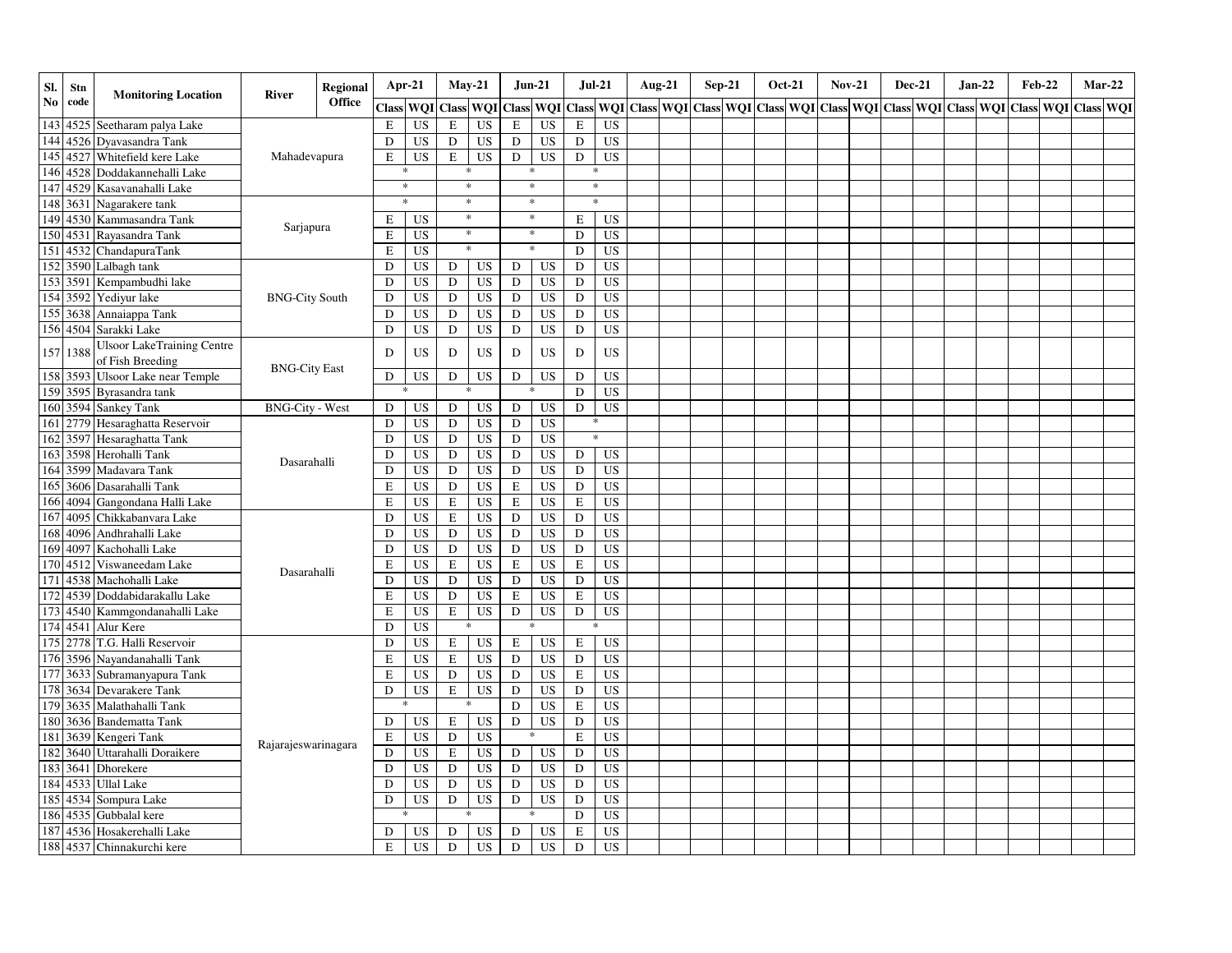| Sl. No | Stn code | Monitoring Location | River | Regional Office | Apr-21 | | May-21 | | Jun-21 | | Jul-21 | | Aug-21 | | Sep-21 | | Oct-21 | | Nov-21 | | Dec-21 | | Jan-22 | | Feb-22 | | Mar-22 | |
|---|---|---|---|---|---|---|---|---|---|---|---|---|---|---|---|---|---|---|---|---|---|---|---|---|---|---|---|---|
| | | | | | Class | WQI | Class | WQI | Class | WQI | Class | WQI | Class | WQI | Class | WQI | Class | WQI | Class | WQI | Class | WQI | Class | WQI | Class | WQI | Class | WQI |
| 143 | 4525 | Seetharam palya Lake | Mahadevapura | | E | US | E | US | E | US | E | US | | | | | | | | | | | | | | | | |
| 144 | 4526 | Dyavasandra Tank | | | D | US | D | US | D | US | D | US | | | | | | | | | | | | | | | | |
| 145 | 4527 | Whitefield kere Lake | | | E | US | E | US | D | US | D | US | | | | | | | | | | | | | | | | |
| 146 | 4528 | Doddakannehalli Lake | | | * | | * | | * | | * | | | | | | | | | | | | | | | | | |
| 147 | 4529 | Kasavanahalli Lake | | | * | | * | | * | | * | | | | | | | | | | | | | | | | | |
| 148 | 3631 | Nagarakere tank | Sarjapura | | * | | * | | * | | * | | | | | | | | | | | | | | | | | |
| 149 | 4530 | Kammasandra Tank | | | E | US | * | | * | | E | US | | | | | | | | | | | | | | | | |
| 150 | 4531 | Rayasandra Tank | | | E | US | * | | * | | D | US | | | | | | | | | | | | | | | | |
| 151 | 4532 | ChandapuraTank | | | E | US | * | | * | | D | US | | | | | | | | | | | | | | | | |
| 152 | 3590 | Lalbagh tank | BNG-City South | | D | US | D | US | D | US | D | US | | | | | | | | | | | | | | | | |
| 153 | 3591 | Kempambudhi lake | | | D | US | D | US | D | US | D | US | | | | | | | | | | | | | | | | |
| 154 | 3592 | Yediyur lake | | | D | US | D | US | D | US | D | US | | | | | | | | | | | | | | | | |
| 155 | 3638 | Annaiappa Tank | | | D | US | D | US | D | US | D | US | | | | | | | | | | | | | | | | |
| 156 | 4504 | Sarakki Lake | | | D | US | D | US | D | US | D | US | | | | | | | | | | | | | | | | |
| 157 | 1388 | Ulsoor LakeTraining Centre of Fish Breeding | BNG-City East | | D | US | D | US | D | US | D | US | | | | | | | | | | | | | | | | |
| 158 | 3593 | Ulsoor Lake near Temple | | | D | US | D | US | D | US | D | US | | | | | | | | | | | | | | | | |
| 159 | 3595 | Byrasandra tank | | | * | | * | | * | | D | US | | | | | | | | | | | | | | | | |
| 160 | 3594 | Sankey Tank | BNG-City - West | | D | US | D | US | D | US | D | US | | | | | | | | | | | | | | | | |
| 161 | 2779 | Hesaraghatta Reservoir | Dasarahalli | | D | US | D | US | D | US | * | | | | | | | | | | | | | | | | | |
| 162 | 3597 | Hesaraghatta Tank | | | D | US | D | US | D | US | * | | | | | | | | | | | | | | | | | |
| 163 | 3598 | Herohalli Tank | | | D | US | D | US | D | US | D | US | | | | | | | | | | | | | | | | |
| 164 | 3599 | Madavara Tank | | | D | US | D | US | D | US | D | US | | | | | | | | | | | | | | | | |
| 165 | 3606 | Dasarahalli Tank | | | E | US | D | US | E | US | D | US | | | | | | | | | | | | | | | | |
| 166 | 4094 | Gangondana Halli Lake | | | E | US | E | US | E | US | E | US | | | | | | | | | | | | | | | | |
| 167 | 4095 | Chikkabanvara Lake | Dasarahalli | | D | US | E | US | D | US | D | US | | | | | | | | | | | | | | | | |
| 168 | 4096 | Andhrahalli Lake | | | D | US | D | US | D | US | D | US | | | | | | | | | | | | | | | | |
| 169 | 4097 | Kachohalli Lake | | | D | US | D | US | D | US | D | US | | | | | | | | | | | | | | | | |
| 170 | 4512 | Viswaneedam Lake | | | E | US | E | US | E | US | E | US | | | | | | | | | | | | | | | | |
| 171 | 4538 | Machohalli Lake | | | D | US | D | US | D | US | D | US | | | | | | | | | | | | | | | | |
| 172 | 4539 | Doddabidarakallu Lake | | | E | US | D | US | E | US | E | US | | | | | | | | | | | | | | | | |
| 173 | 4540 | Kammgondanahalli Lake | | | E | US | E | US | D | US | D | US | | | | | | | | | | | | | | | | |
| 174 | 4541 | Alur Kere | | | D | US | * | | * | | * | | | | | | | | | | | | | | | | | |
| 175 | 2778 | T.G. Halli Reservoir | Rajarajeswarinagara | | D | US | E | US | E | US | E | US | | | | | | | | | | | | | | | | |
| 176 | 3596 | Nayandanahalli Tank | | | E | US | E | US | D | US | D | US | | | | | | | | | | | | | | | | |
| 177 | 3633 | Subramanyapura Tank | | | E | US | D | US | D | US | E | US | | | | | | | | | | | | | | | | |
| 178 | 3634 | Devarakere Tank | | | D | US | E | US | D | US | D | US | | | | | | | | | | | | | | | | |
| 179 | 3635 | Malathahalli Tank | | | * | | * | | D | US | E | US | | | | | | | | | | | | | | | | |
| 180 | 3636 | Bandematta Tank | | | D | US | E | US | D | US | D | US | | | | | | | | | | | | | | | | |
| 181 | 3639 | Kengeri Tank | | | E | US | D | US | * | | E | US | | | | | | | | | | | | | | | | |
| 182 | 3640 | Uttarahalli Doraikere | | | D | US | E | US | D | US | D | US | | | | | | | | | | | | | | | | |
| 183 | 3641 | Dhorekere | | | D | US | D | US | D | US | D | US | | | | | | | | | | | | | | | | |
| 184 | 4533 | Ullal Lake | | | D | US | D | US | D | US | D | US | | | | | | | | | | | | | | | | |
| 185 | 4534 | Sompura Lake | | | D | US | D | US | D | US | D | US | | | | | | | | | | | | | | | | |
| 186 | 4535 | Gubbalal kere | | | * | | * | | * | | D | US | | | | | | | | | | | | | | | | |
| 187 | 4536 | Hosakerehalli Lake | | | D | US | D | US | D | US | E | US | | | | | | | | | | | | | | | | |
| 188 | 4537 | Chinnakurchi kere | | | E | US | D | US | D | US | D | US | | | | | | | | | | | | | | | | |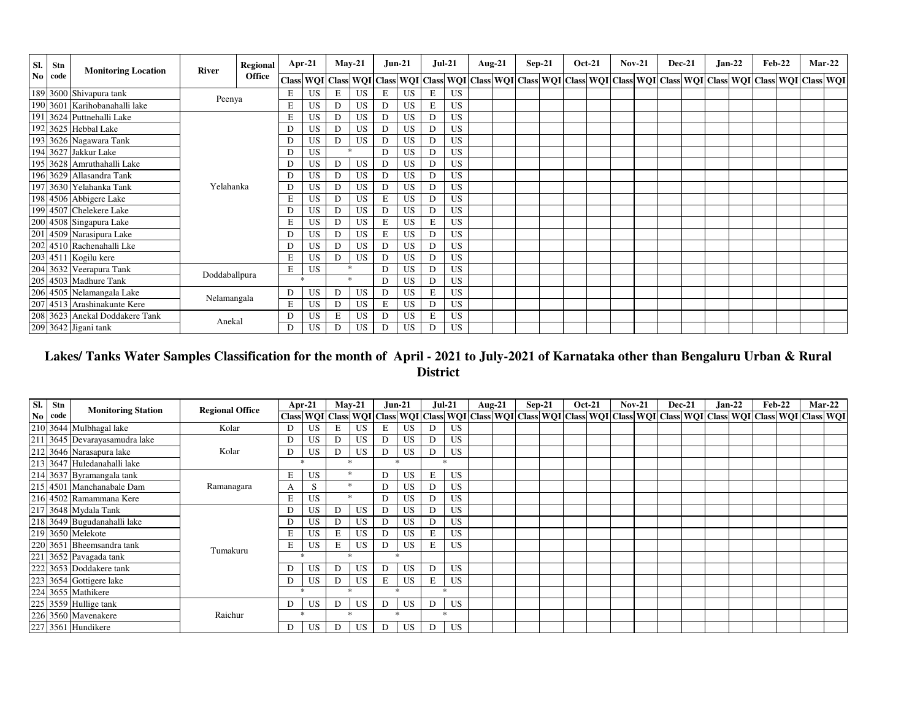| Sl. No | Stn code | Monitoring Location | River | Regional Office | Apr-21 | | May-21 | | Jun-21 | | Jul-21 | | Aug-21 | | Sep-21 | | Oct-21 | | Nov-21 | | Dec-21 | | Jan-22 | | Feb-22 | | Mar-22 | |
|---|---|---|---|---|---|---|---|---|---|---|---|---|---|---|---|---|---|---|---|---|---|---|---|---|---|---|---|---|
| | | | | | Class | WQI | Class | WQI | Class | WQI | Class | WQI | Class | WQI | Class | WQI | Class | WQI | Class | WQI | Class | WQI | Class | WQI | Class | WQI | Class | WQI |
| 189 | 3600 | Shivapura tank | Peenya | | E | US | E | US | E | US | E | US | | | | | | | | | | | | | | | | |
| 190 | 3601 | Karihobanahalli lake | Peenya | | E | US | D | US | D | US | E | US | | | | | | | | | | | | | | | | |
| 191 | 3624 | Puttnehalli Lake | Yelahanka | | E | US | D | US | D | US | D | US | | | | | | | | | | | | | | | | |
| 192 | 3625 | Hebbal Lake | Yelahanka | | D | US | D | US | D | US | D | US | | | | | | | | | | | | | | | | |
| 193 | 3626 | Nagawara Tank | Yelahanka | | D | US | D | US | D | US | D | US | | | | | | | | | | | | | | | | |
| 194 | 3627 | Jakkur Lake | Yelahanka | | D | US | * | | D | US | D | US | | | | | | | | | | | | | | | | |
| 195 | 3628 | Amruthahalli Lake | Yelahanka | | D | US | D | US | D | US | D | US | | | | | | | | | | | | | | | | |
| 196 | 3629 | Allasandra Tank | Yelahanka | | D | US | D | US | D | US | D | US | | | | | | | | | | | | | | | | |
| 197 | 3630 | Yelahanka Tank | Yelahanka | | D | US | D | US | D | US | D | US | | | | | | | | | | | | | | | | |
| 198 | 4506 | Abbigere Lake | Yelahanka | | E | US | D | US | E | US | D | US | | | | | | | | | | | | | | | | |
| 199 | 4507 | Chelekere Lake | Yelahanka | | D | US | D | US | D | US | D | US | | | | | | | | | | | | | | | | |
| 200 | 4508 | Singapura Lake | Yelahanka | | E | US | D | US | E | US | E | US | | | | | | | | | | | | | | | | |
| 201 | 4509 | Narasipura Lake | Yelahanka | | D | US | D | US | E | US | D | US | | | | | | | | | | | | | | | | |
| 202 | 4510 | Rachenahalli Lke | Yelahanka | | D | US | D | US | D | US | D | US | | | | | | | | | | | | | | | | |
| 203 | 4511 | Kogilu kere | Yelahanka | | E | US | D | US | D | US | D | US | | | | | | | | | | | | | | | | |
| 204 | 3632 | Veerapura Tank | Doddaballpura | | E | US | * | | D | US | D | US | | | | | | | | | | | | | | | | |
| 205 | 4503 | Madhure Tank | Doddaballpura | | * | | * | | D | US | D | US | | | | | | | | | | | | | | | | |
| 206 | 4505 | Nelamangala Lake | Nelamangala | | D | US | D | US | D | US | E | US | | | | | | | | | | | | | | | | |
| 207 | 4513 | Arashinakunte Kere | Nelamangala | | E | US | D | US | E | US | D | US | | | | | | | | | | | | | | | | |
| 208 | 3623 | Anekal Doddakere Tank | Anekal | | D | US | E | US | D | US | E | US | | | | | | | | | | | | | | | | |
| 209 | 3642 | Jigani tank | Anekal | | D | US | D | US | D | US | D | US | | | | | | | | | | | | | | | | |

## Lakes/ Tanks Water Samples Classification for the month of April - 2021 to July-2021 of Karnataka other than Bengaluru Urban & Rural District

| Sl. No | Stn code | Monitoring Station | Regional Office | Apr-21 | | May-21 | | Jun-21 | | Jul-21 | | Aug-21 | | Sep-21 | | Oct-21 | | Nov-21 | | Dec-21 | | Jan-22 | | Feb-22 | | Mar-22 | |
|---|---|---|---|---|---|---|---|---|---|---|---|---|---|---|---|---|---|---|---|---|---|---|---|---|---|---|---|
| | | | | Class | WQI | Class | WQI | Class | WQI | Class | WQI | Class | WQI | Class | WQI | Class | WQI | Class | WQI | Class | WQI | Class | WQI | Class | WQI | Class | WQI |
| 210 | 3644 | Mulbhagal lake | Kolar | D | US | E | US | E | US | D | US | | | | | | | | | | | | | | | | |
| 211 | 3645 | Devarayasamudra lake | Kolar | D | US | D | US | D | US | D | US | | | | | | | | | | | | | | | | |
| 212 | 3646 | Narasapura lake | Kolar | D | US | D | US | D | US | D | US | | | | | | | | | | | | | | | | |
| 213 | 3647 | Huledanahalli lake | Kolar | * | | * | | * | | * | | | | | | | | | | | | | | | | | |
| 214 | 3637 | Byramangala tank | Ramanagara | E | US | * | | D | US | E | US | | | | | | | | | | | | | | | | |
| 215 | 4501 | Manchanabale Dam | Ramanagara | A | S | * | | D | US | D | US | | | | | | | | | | | | | | | | |
| 216 | 4502 | Ramammana Kere | Ramanagara | E | US | * | | D | US | D | US | | | | | | | | | | | | | | | | |
| 217 | 3648 | Mydala Tank | Tumakuru | D | US | D | US | D | US | D | US | | | | | | | | | | | | | | | | |
| 218 | 3649 | Bugudanahalli lake | Tumakuru | D | US | D | US | D | US | D | US | | | | | | | | | | | | | | | | |
| 219 | 3650 | Melekote | Tumakuru | E | US | E | US | D | US | E | US | | | | | | | | | | | | | | | | |
| 220 | 3651 | Bheemsandra tank | Tumakuru | E | US | E | US | D | US | E | US | | | | | | | | | | | | | | | | |
| 221 | 3652 | Pavagada tank | Tumakuru | * | | * | | * | | | | | | | | | | | | | | | | | | | |
| 222 | 3653 | Doddakere tank | Tumakuru | D | US | D | US | D | US | D | US | | | | | | | | | | | | | | | | |
| 223 | 3654 | Gottigere lake | Tumakuru | D | US | D | US | E | US | E | US | | | | | | | | | | | | | | | | |
| 224 | 3655 | Mathikere | Tumakuru | * | | * | | * | | * | | | | | | | | | | | | | | | | | |
| 225 | 3559 | Hullige tank | Raichur | D | US | D | US | D | US | D | US | | | | | | | | | | | | | | | | |
| 226 | 3560 | Mavenakere | Raichur | * | | * | | * | | * | | | | | | | | | | | | | | | | | |
| 227 | 3561 | Hundikere | Raichur | D | US | D | US | D | US | D | US | | | | | | | | | | | | | | | | |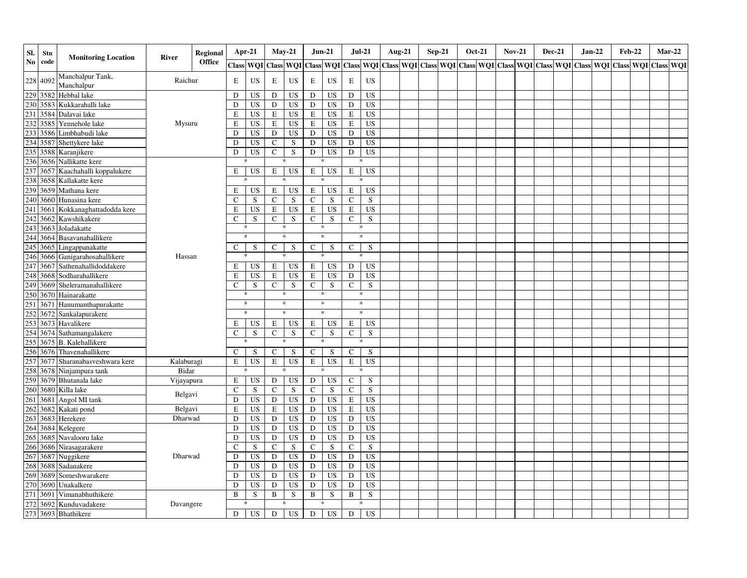| Sl. No | Stn code | Monitoring Location | River | Regional Office | Apr-21 | | May-21 | | Jun-21 | | Jul-21 | | Aug-21 | | Sep-21 | | Oct-21 | | Nov-21 | | Dec-21 | | Jan-22 | | Feb-22 | | Mar-22 | |
|---|---|---|---|---|---|---|---|---|---|---|---|---|---|---|---|---|---|---|---|---|---|---|---|---|---|---|---|---|
| | | | | | Class | WQI | Class | WQI | Class | WQI | Class | WQI | Class | WQI | Class | WQI | Class | WQI | Class | WQI | Class | WQI | Class | WQI | Class | WQI | Class | WQI |
| 228 | 4092 | Manchalpur Tank, Manchalpur | Raichur | | E | US | E | US | E | US | E | US | | | | | | | | | | | | | | | | |
| 229 | 3582 | Hebbal lake | Mysuru | | D | US | D | US | D | US | D | US | | | | | | | | | | | | | | | | |
| 230 | 3583 | Kukkarahalli lake | | | D | US | D | US | D | US | D | US | | | | | | | | | | | | | | | | |
| 231 | 3584 | Dalavai lake | | | E | US | E | US | E | US | E | US | | | | | | | | | | | | | | | | |
| 232 | 3585 | Yennehole lake | | | E | US | E | US | E | US | E | US | | | | | | | | | | | | | | | | |
| 233 | 3586 | Limbhabudi lake | | | D | US | D | US | D | US | D | US | | | | | | | | | | | | | | | | |
| 234 | 3587 | Shettykere lake | | | D | US | C | S | D | US | D | US | | | | | | | | | | | | | | | | |
| 235 | 3588 | Karanjikere | | | D | US | C | S | D | US | D | US | | | | | | | | | | | | | | | | |
| 236 | 3656 | Nallikatte kere | Hassan | | * | | * | | * | | * | | | | | | | | | | | | | | | | | |
| 237 | 3657 | Kaachahalli koppalukere | | | E | US | E | US | E | US | E | US | | | | | | | | | | | | | | | | |
| 238 | 3658 | Kallakatte kere | | | * | | * | | * | | * | | | | | | | | | | | | | | | | | |
| 239 | 3659 | Mathana kere | | | E | US | E | US | E | US | E | US | | | | | | | | | | | | | | | | |
| 240 | 3660 | Hunasina kere | | | C | S | C | S | C | S | C | S | | | | | | | | | | | | | | | | |
| 241 | 3661 | Kokkanaghattadodda kere | | | E | US | E | US | E | US | E | US | | | | | | | | | | | | | | | | |
| 242 | 3662 | Kawshikakere | | | C | S | C | S | C | S | C | S | | | | | | | | | | | | | | | | |
| 243 | 3663 | Joladakatte | | | * | | * | | * | | * | | | | | | | | | | | | | | | | | |
| 244 | 3664 | Basavanahallikere | | | * | | * | | * | | * | | | | | | | | | | | | | | | | | |
| 245 | 3665 | Lingappanakatte | | | C | S | C | S | C | S | C | S | | | | | | | | | | | | | | | | |
| 246 | 3666 | Ganigarahosahallikere | | | * | | * | | * | | * | | | | | | | | | | | | | | | | | |
| 247 | 3667 | Sathenahallidoddakere | | | E | US | E | US | E | US | D | US | | | | | | | | | | | | | | | | |
| 248 | 3668 | Sodharahallikere | | | E | US | E | US | E | US | D | US | | | | | | | | | | | | | | | | |
| 249 | 3669 | Sheleramanahallikere | | | C | S | C | S | C | S | C | S | | | | | | | | | | | | | | | | |
| 250 | 3670 | Hainarakatte | | | * | | * | | * | | * | | | | | | | | | | | | | | | | | |
| 251 | 3671 | Hanumanthapurakatte | | | * | | * | | * | | * | | | | | | | | | | | | | | | | | |
| 252 | 3672 | Sankalapurakere | | | * | | * | | * | | * | | | | | | | | | | | | | | | | | |
| 253 | 3673 | Havalikere | | | E | US | E | US | E | US | E | US | | | | | | | | | | | | | | | | |
| 254 | 3674 | Sathamangalakere | | | C | S | C | S | C | S | C | S | | | | | | | | | | | | | | | | |
| 255 | 3675 | B. Kalehallikere | | | * | | * | | * | | * | | | | | | | | | | | | | | | | | |
| 256 | 3676 | Thavenahallikere | | | C | S | C | S | C | S | C | S | | | | | | | | | | | | | | | | |
| 257 | 3677 | Sharanabasveshwara kere | Kalaburagi | | E | US | E | US | E | US | E | US | | | | | | | | | | | | | | | | |
| 258 | 3678 | Ninjampura tank | Bidar | | * | | * | | * | | * | | | | | | | | | | | | | | | | | |
| 259 | 3679 | Bhutanala lake | Vijayapura | | E | US | D | US | D | US | C | S | | | | | | | | | | | | | | | | |
| 260 | 3680 | Killa lake | Belgavi | | C | S | C | S | C | S | C | S | | | | | | | | | | | | | | | | |
| 261 | 3681 | Angol MI tank | | | D | US | D | US | D | US | E | US | | | | | | | | | | | | | | | | |
| 262 | 3682 | Kakati pond | Belgavi | | E | US | E | US | D | US | E | US | | | | | | | | | | | | | | | | |
| 263 | 3683 | Herekere | Dharwad | | D | US | D | US | D | US | D | US | | | | | | | | | | | | | | | | |
| 264 | 3684 | Kelegere | Dharwad | | D | US | D | US | D | US | D | US | | | | | | | | | | | | | | | | |
| 265 | 3685 | Navalooru lake | | | D | US | D | US | D | US | D | US | | | | | | | | | | | | | | | | |
| 266 | 3686 | Nirasagarakere | | | C | S | C | S | C | S | C | S | | | | | | | | | | | | | | | | |
| 267 | 3687 | Nuggikere | | | D | US | D | US | D | US | D | US | | | | | | | | | | | | | | | | |
| 268 | 3688 | Sadanakere | | | D | US | D | US | D | US | D | US | | | | | | | | | | | | | | | | |
| 269 | 3689 | Someshwarakere | | | D | US | D | US | D | US | D | US | | | | | | | | | | | | | | | | |
| 270 | 3690 | Unakalkere | | | D | US | D | US | D | US | D | US | | | | | | | | | | | | | | | | |
| 271 | 3691 | Vimanabhuthikere | Davangere | | B | S | B | S | B | S | B | S | | | | | | | | | | | | | | | | |
| 272 | 3692 | Kunduvadakere | | | * | | * | | * | | * | | | | | | | | | | | | | | | | | |
| 273 | 3693 | Bhathikere | | | D | US | D | US | D | US | D | US | | | | | | | | | | | | | | | | |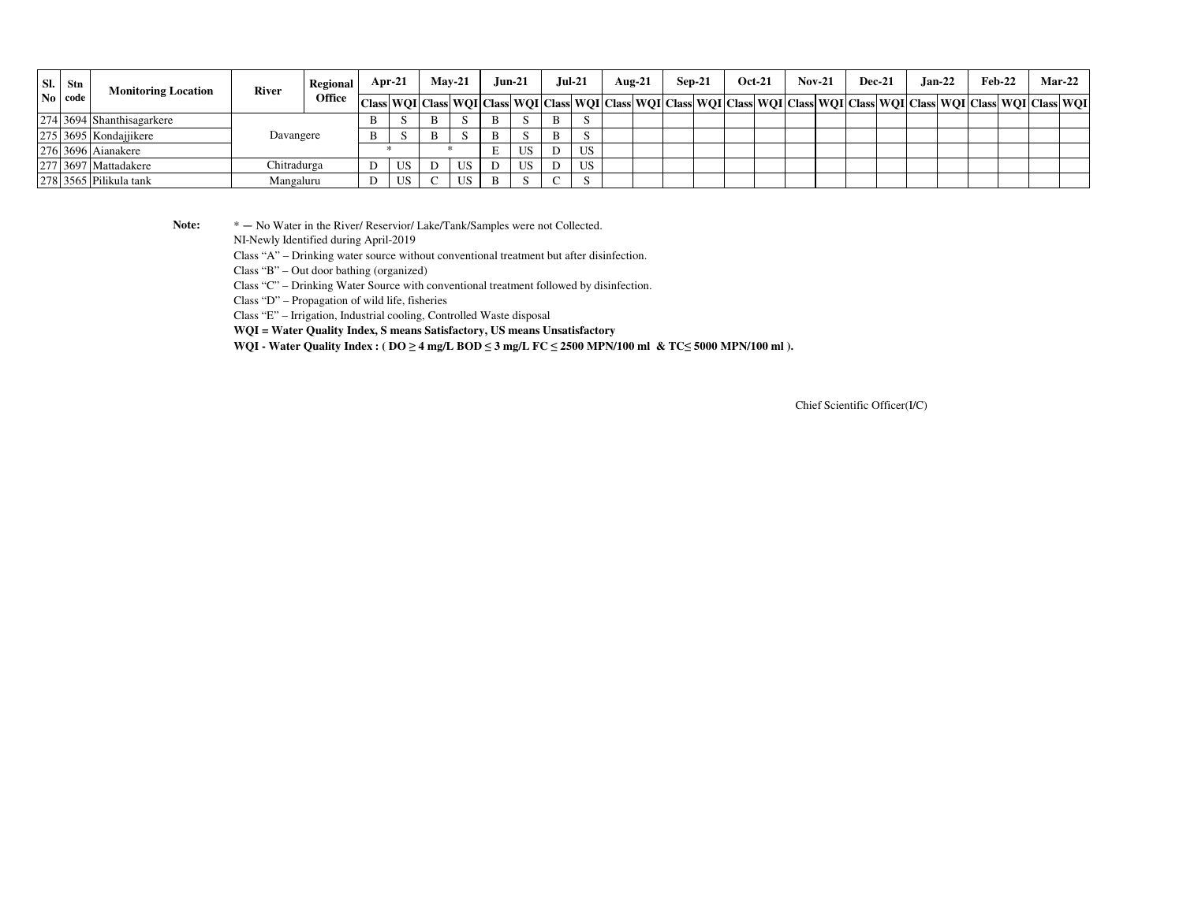| Sl. No | Stn code | Monitoring Location | River | Regional Office | Apr-21 | | May-21 | | Jun-21 | | Jul-21 | | Aug-21 | | Sep-21 | | Oct-21 | | Nov-21 | | Dec-21 | | Jan-22 | | Feb-22 | | Mar-22 | |
|---|---|---|---|---|---|---|---|---|---|---|---|---|---|---|---|---|---|---|---|---|---|---|---|---|---|---|---|---|
| | | | | | Class | WQI | Class | WQI | Class | WQI | Class | WQI | Class | WQI | Class | WQI | Class | WQI | Class | WQI | Class | WQI | Class | WQI | Class | WQI | Class | WQI |
| 274 | 3694 | Shanthisagarkere | Davangere | | B | S | B | S | B | S | B | S | | | | | | | | | | | | | | | | |
| 275 | 3695 | Kondajjikere | Davangere | | B | S | B | S | B | S | B | S | | | | | | | | | | | | | | | | |
| 276 | 3696 | Aianakere | Davangere | | * | | * | | E | US | D | US | | | | | | | | | | | | | | | | |
| 277 | 3697 | Mattadakere | Chitradurga | | D | US | D | US | D | US | D | US | | | | | | | | | | | | | | | | |
| 278 | 3565 | Pilikula tank | Mangaluru | | D | US | C | US | B | S | C | S | | | | | | | | | | | | | | | | |

**Note:**

* — No Water in the River/ Reservior/ Lake/Tank/Samples were not Collected.

NI-Newly Identified during April-2019

Class “A” – Drinking water source without conventional treatment but after disinfection.

Class “B” – Out door bathing (organized)

Class “C” – Drinking Water Source with conventional treatment followed by disinfection.

Class “D” – Propagation of wild life, fisheries

Class “E” – Irrigation, Industrial cooling, Controlled Waste disposal

**WQI = Water Quality Index, S means Satisfactory, US means Unsatisfactory**

**WQI - Water Quality Index : ( DO ≥ 4 mg/L BOD ≤ 3 mg/L FC ≤ 2500 MPN/100 ml & TC≤ 5000 MPN/100 ml ).**

Chief Scientific Officer(I/C)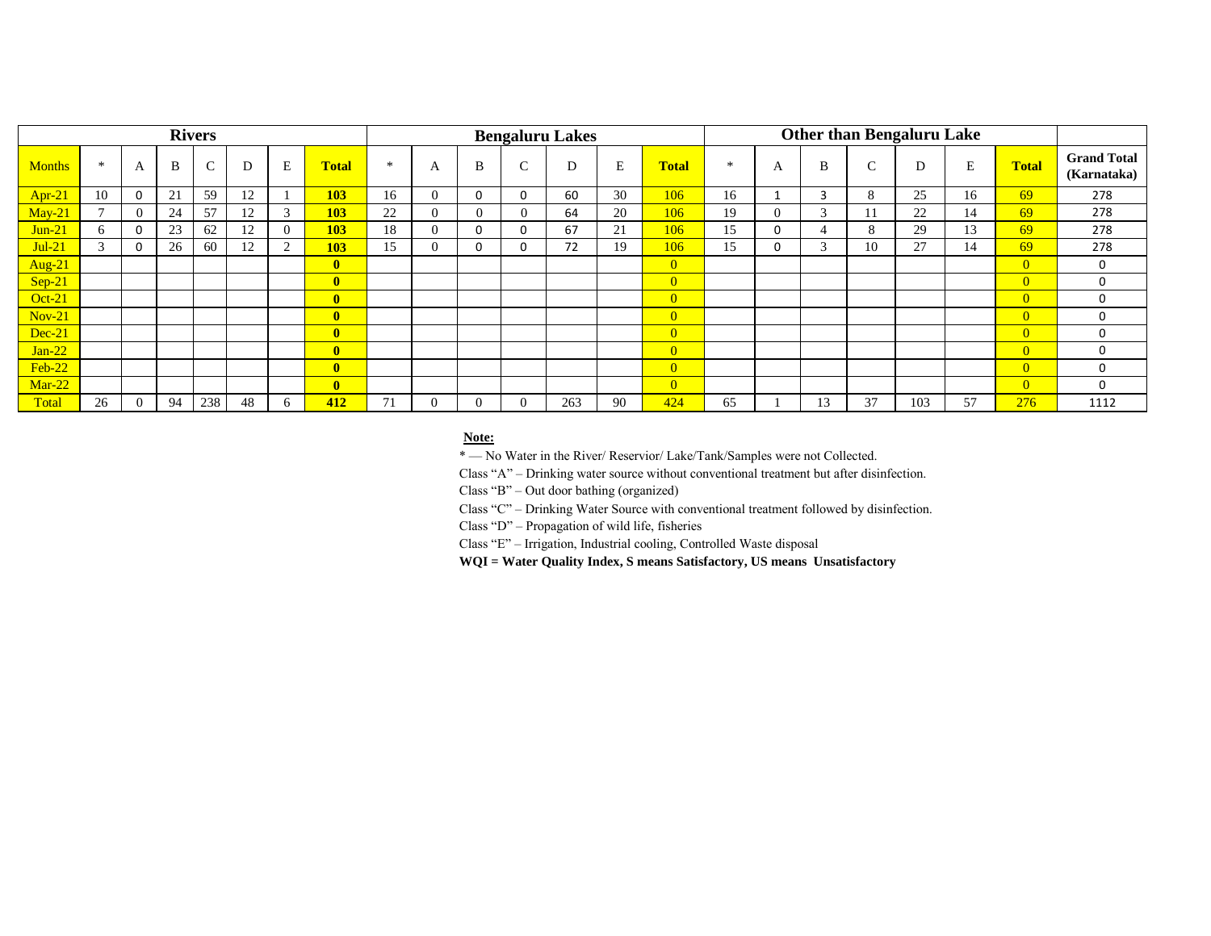| Rivers | | | | | | | | Bengaluru Lakes | | | | | | | Other than Bengaluru Lake | | | | | | | |
|---|---|---|---|---|---|---|---|---|---|---|---|---|---|---|---|---|---|---|---|---|---|---|
| Months | * | A | B | C | D | E | Total | * | A | B | C | D | E | Total | * | A | B | C | D | E | Total | Grand Total (Karnataka) |
| Apr-21 | 10 | 0 | 21 | 59 | 12 | 1 | 103 | 16 | 0 | 0 | 0 | 60 | 30 | 106 | 16 | 1 | 3 | 8 | 25 | 16 | 69 | 278 |
| May-21 | 7 | 0 | 24 | 57 | 12 | 3 | 103 | 22 | 0 | 0 | 0 | 64 | 20 | 106 | 19 | 0 | 3 | 11 | 22 | 14 | 69 | 278 |
| Jun-21 | 6 | 0 | 23 | 62 | 12 | 0 | 103 | 18 | 0 | 0 | 0 | 67 | 21 | 106 | 15 | 0 | 4 | 8 | 29 | 13 | 69 | 278 |
| Jul-21 | 3 | 0 | 26 | 60 | 12 | 2 | 103 | 15 | 0 | 0 | 0 | 72 | 19 | 106 | 15 | 0 | 3 | 10 | 27 | 14 | 69 | 278 |
| Aug-21 | | | | | | | 0 | | | | | | | 0 | | | | | | | 0 | 0 |
| Sep-21 | | | | | | | 0 | | | | | | | 0 | | | | | | | 0 | 0 |
| Oct-21 | | | | | | | 0 | | | | | | | 0 | | | | | | | 0 | 0 |
| Nov-21 | | | | | | | 0 | | | | | | | 0 | | | | | | | 0 | 0 |
| Dec-21 | | | | | | | 0 | | | | | | | 0 | | | | | | | 0 | 0 |
| Jan-22 | | | | | | | 0 | | | | | | | 0 | | | | | | | 0 | 0 |
| Feb-22 | | | | | | | 0 | | | | | | | 0 | | | | | | | 0 | 0 |
| Mar-22 | | | | | | | 0 | | | | | | | 0 | | | | | | | 0 | 0 |
| Total | 26 | 0 | 94 | 238 | 48 | 6 | 412 | 71 | 0 | 0 | 0 | 263 | 90 | 424 | 65 | 1 | 13 | 37 | 103 | 57 | 276 | 1112 |

**Note:**

* — No Water in the River/ Reservior/ Lake/Tank/Samples were not Collected.

Class "A" – Drinking water source without conventional treatment but after disinfection.

Class "B" – Out door bathing (organized)

Class "C" – Drinking Water Source with conventional treatment followed by disinfection.

Class "D" – Propagation of wild life, fisheries

Class "E" – Irrigation, Industrial cooling, Controlled Waste disposal

**WQI = Water Quality Index, S means Satisfactory, US means Unsatisfactory**